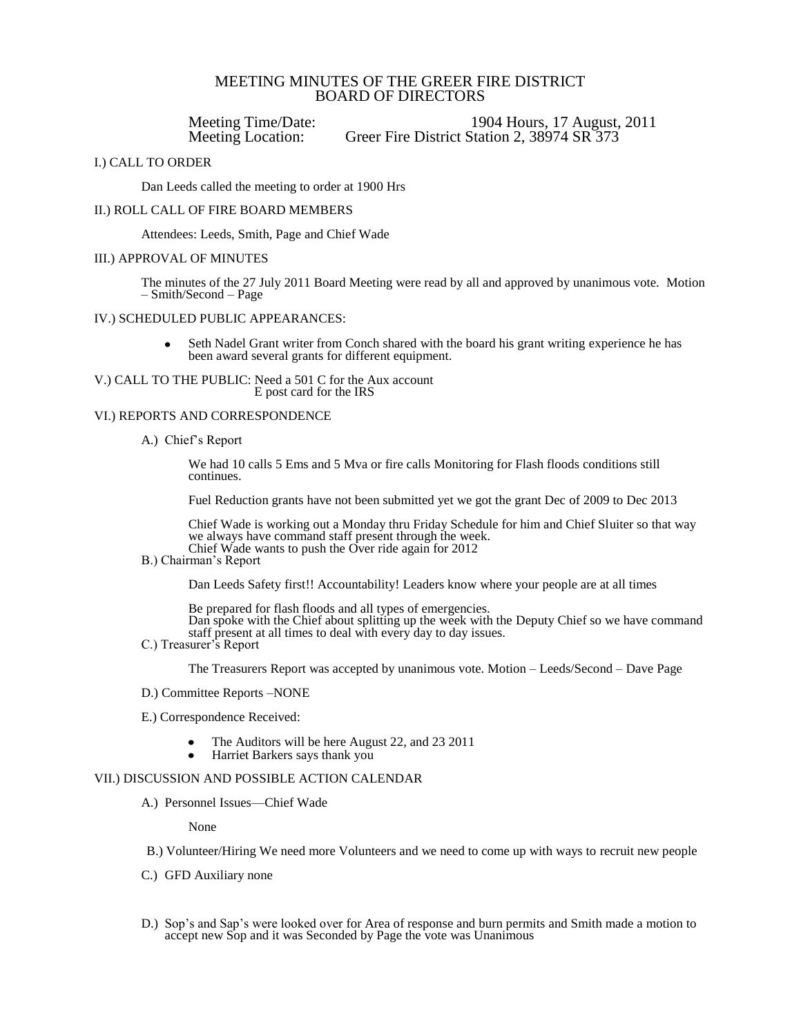# MEETING MINUTES OF THE GREER FIRE DISTRICT BOARD OF DIRECTORS

Meeting Time/Date: 1904 Hours, 17 August, 2011
Meeting Location: Greer Fire District Station 2, 38974 SR 373

## I.) CALL TO ORDER

Dan Leeds called the meeting to order at 1900 Hrs

## II.) ROLL CALL OF FIRE BOARD MEMBERS

Attendees: Leeds, Smith, Page and Chief Wade

## III.) APPROVAL OF MINUTES

The minutes of the 27 July 2011 Board Meeting were read by all and approved by unanimous vote. Motion – Smith/Second – Page

## IV.) SCHEDULED PUBLIC APPEARANCES:

- Seth Nadel Grant writer from Conch shared with the board his grant writing experience he has been award several grants for different equipment.

## V.) CALL TO THE PUBLIC: Need a 501 C for the Aux account

E post card for the IRS

## VI.) REPORTS AND CORRESPONDENCE

A.) Chief's Report

We had 10 calls 5 Ems and 5 Mva or fire calls Monitoring for Flash floods conditions still continues.

Fuel Reduction grants have not been submitted yet we got the grant Dec of 2009 to Dec 2013

Chief Wade is working out a Monday thru Friday Schedule for him and Chief Sluiter so that way we always have command staff present through the week.
Chief Wade wants to push the Over ride again for 2012

B.) Chairman's Report

Dan Leeds Safety first!! Accountability! Leaders know where your people are at all times

Be prepared for flash floods and all types of emergencies.
Dan spoke with the Chief about splitting up the week with the Deputy Chief so we have command staff present at all times to deal with every day to day issues.

C.) Treasurer's Report

The Treasurers Report was accepted by unanimous vote. Motion – Leeds/Second – Dave Page

D.) Committee Reports –NONE

E.) Correspondence Received:

- The Auditors will be here August 22, and 23 2011
- Harriet Barkers says thank you

## VII.) DISCUSSION AND POSSIBLE ACTION CALENDAR

A.) Personnel Issues—Chief Wade

None

B.) Volunteer/Hiring We need more Volunteers and we need to come up with ways to recruit new people

C.) GFD Auxiliary none

D.) Sop's and Sap's were looked over for Area of response and burn permits and Smith made a motion to accept new Sop and it was Seconded by Page the vote was Unanimous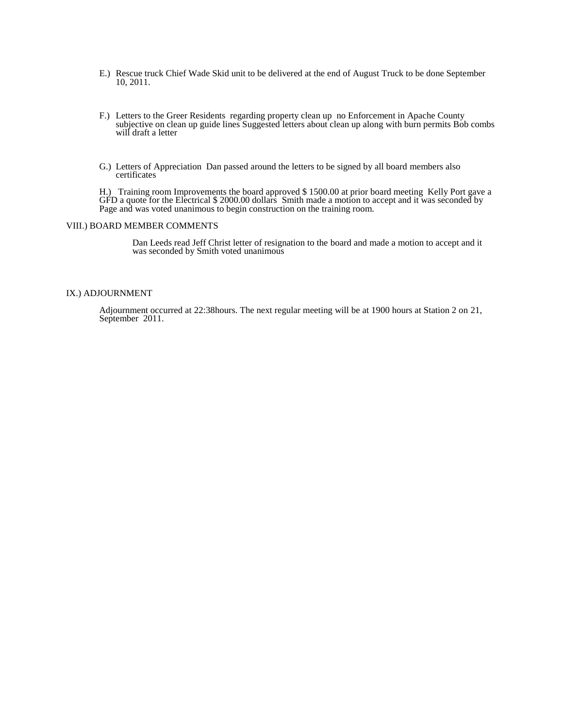E.) Rescue truck Chief Wade Skid unit to be delivered at the end of August Truck to be done September 10, 2011.

F.) Letters to the Greer Residents regarding property clean up no Enforcement in Apache County subjective on clean up guide lines Suggested letters about clean up along with burn permits Bob combs will draft a letter

G.) Letters of Appreciation Dan passed around the letters to be signed by all board members also certificates

H.) Training room Improvements the board approved $ 1500.00 at prior board meeting Kelly Port gave a GFD a quote for the Electrical $ 2000.00 dollars Smith made a motion to accept and it was seconded by Page and was voted unanimous to begin construction on the training room.

VIII.) BOARD MEMBER COMMENTS

Dan Leeds read Jeff Christ letter of resignation to the board and made a motion to accept and it was seconded by Smith voted unanimous

IX.) ADJOURNMENT

Adjournment occurred at 22:38hours. The next regular meeting will be at 1900 hours at Station 2 on 21, September 2011.